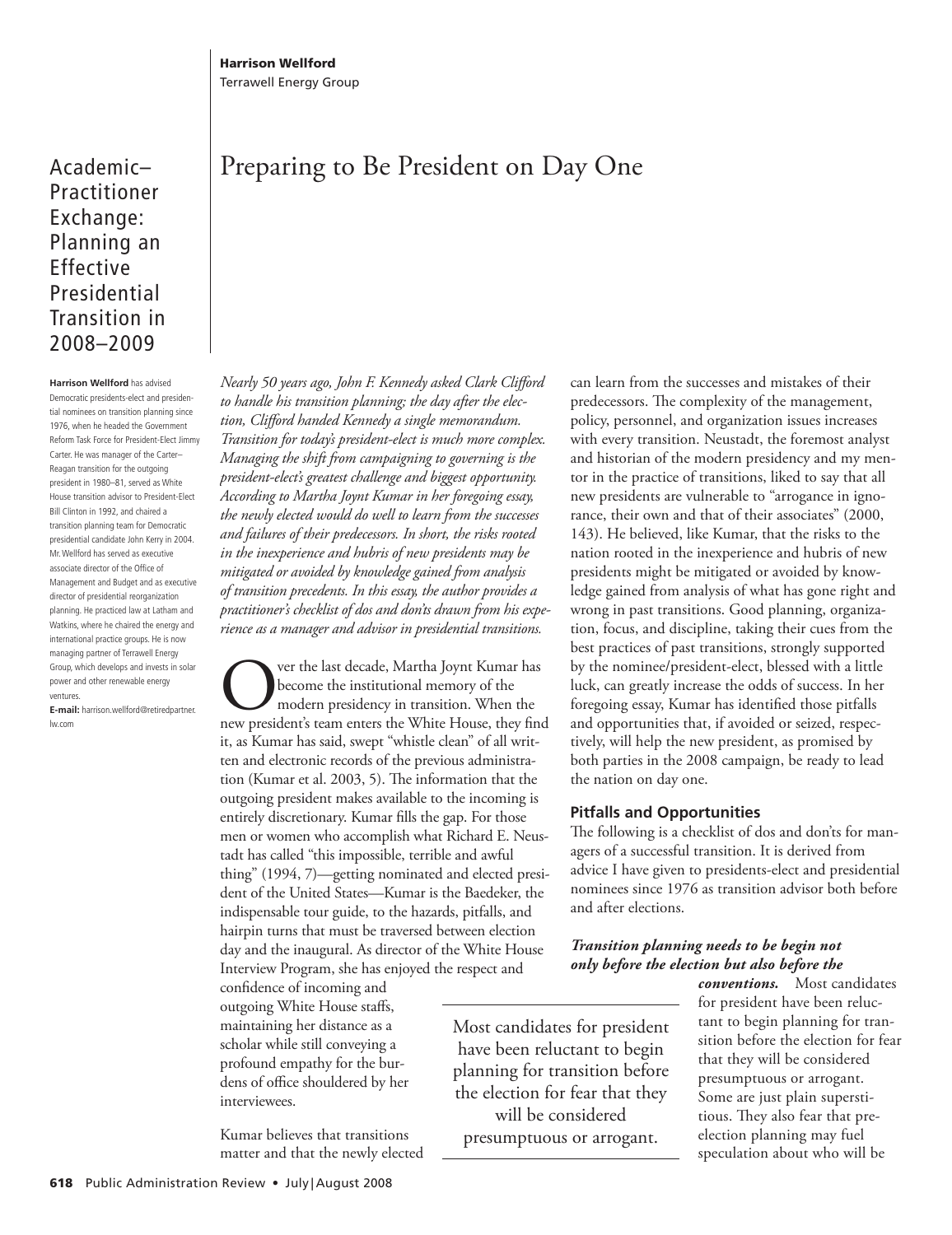**Harrison Wellford**
Terrawell Energy Group

Academic–Practitioner Exchange: Planning an Effective Presidential Transition in 2008–2009

# Preparing to Be President on Day One

**Harrison Wellford** has advised Democratic presidents-elect and presidential nominees on transition planning since 1976, when he headed the Government Reform Task Force for President-Elect Jimmy Carter. He was manager of the Carter–Reagan transition for the outgoing president in 1980–81, served as White House transition advisor to President-Elect Bill Clinton in 1992, and chaired a transition planning team for Democratic presidential candidate John Kerry in 2004. Mr. Wellford has served as executive associate director of the Office of Management and Budget and as executive director of presidential reorganization planning. He practiced law at Latham and Watkins, where he chaired the energy and international practice groups. He is now managing partner of Terrawell Energy Group, which develops and invests in solar power and other renewable energy ventures.
**E-mail:** harrison.wellford@retiredpartner.lw.com

*Nearly 50 years ago, John F. Kennedy asked Clark Clifford to handle his transition planning; the day after the election, Clifford handed Kennedy a single memorandum. Transition for today's president-elect is much more complex. Managing the shift from campaigning to governing is the president-elect's greatest challenge and biggest opportunity. According to Martha Joynt Kumar in her foregoing essay, the newly elected would do well to learn from the successes and failures of their predecessors. In short, the risks rooted in the inexperience and hubris of new presidents may be mitigated or avoided by knowledge gained from analysis of transition precedents. In this essay, the author provides a practitioner's checklist of dos and don'ts drawn from his experience as a manager and advisor in presidential transitions.*

Over the last decade, Martha Joynt Kumar has become the institutional memory of the modern presidency in transition. When the new president's team enters the White House, they find it, as Kumar has said, swept "whistle clean" of all written and electronic records of the previous administration (Kumar et al. 2003, 5). The information that the outgoing president makes available to the incoming is entirely discretionary. Kumar fills the gap. For those men or women who accomplish what Richard E. Neustadt has called "this impossible, terrible and awful thing" (1994, 7)—getting nominated and elected president of the United States—Kumar is the Baedeker, the indispensable tour guide, to the hazards, pitfalls, and hairpin turns that must be traversed between election day and the inaugural. As director of the White House Interview Program, she has enjoyed the respect and confidence of incoming and outgoing White House staffs, maintaining her distance as a scholar while still conveying a profound empathy for the burdens of office shouldered by her interviewees.

Kumar believes that transitions matter and that the newly elected can learn from the successes and mistakes of their predecessors. The complexity of the management, policy, personnel, and organization issues increases with every transition. Neustadt, the foremost analyst and historian of the modern presidency and my mentor in the practice of transitions, liked to say that all new presidents are vulnerable to "arrogance in ignorance, their own and that of their associates" (2000, 143). He believed, like Kumar, that the risks to the nation rooted in the inexperience and hubris of new presidents might be mitigated or avoided by knowledge gained from analysis of what has gone right and wrong in past transitions. Good planning, organization, focus, and discipline, taking their cues from the best practices of past transitions, strongly supported by the nominee/president-elect, blessed with a little luck, can greatly increase the odds of success. In her foregoing essay, Kumar has identified those pitfalls and opportunities that, if avoided or seized, respectively, will help the new president, as promised by both parties in the 2008 campaign, be ready to lead the nation on day one.

## Pitfalls and Opportunities

The following is a checklist of dos and don'ts for managers of a successful transition. It is derived from advice I have given to presidents-elect and presidential nominees since 1976 as transition advisor both before and after elections.

> Most candidates for president have been reluctant to begin planning for transition before the election for fear that they will be considered presumptuous or arrogant.

***Transition planning needs to be begin not only before the election but also before the conventions.*** Most candidates for president have been reluctant to begin planning for transition before the election for fear that they will be considered presumptuous or arrogant. Some are just plain superstitious. They also fear that pre-election planning may fuel speculation about who will be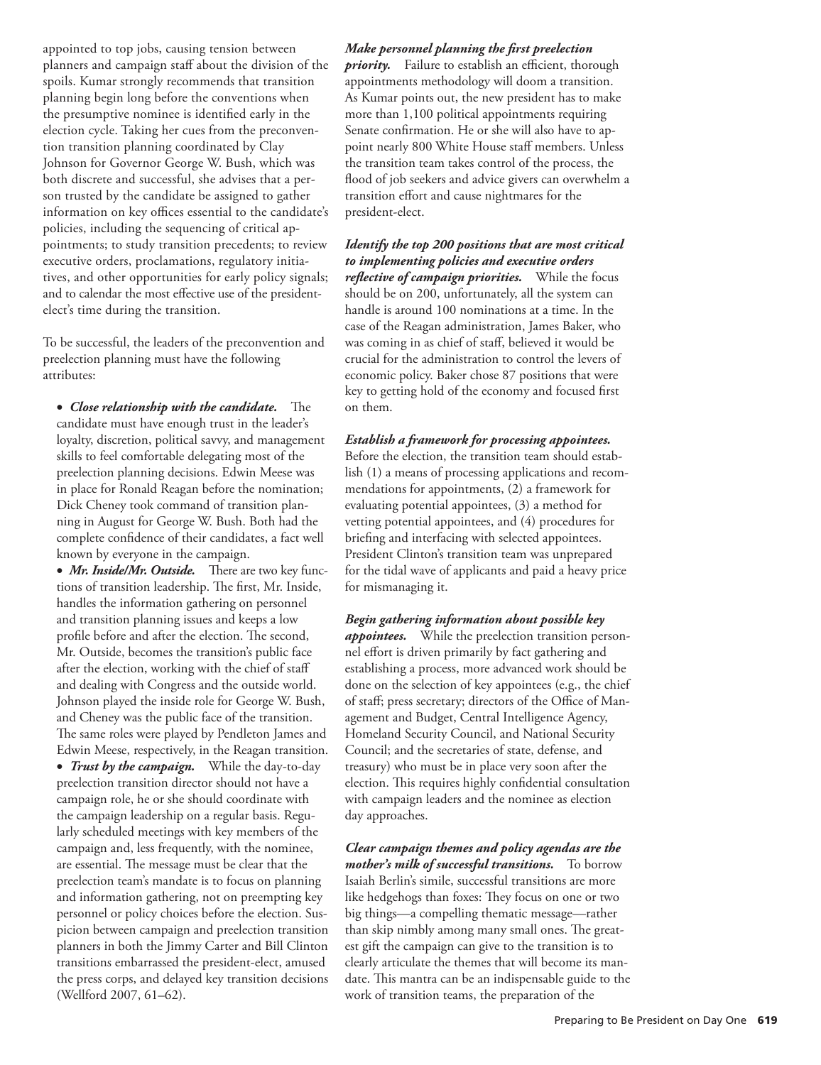appointed to top jobs, causing tension between planners and campaign staff about the division of the spoils. Kumar strongly recommends that transition planning begin long before the conventions when the presumptive nominee is identified early in the election cycle. Taking her cues from the preconvention transition planning coordinated by Clay Johnson for Governor George W. Bush, which was both discrete and successful, she advises that a person trusted by the candidate be assigned to gather information on key offices essential to the candidate's policies, including the sequencing of critical appointments; to study transition precedents; to review executive orders, proclamations, regulatory initiatives, and other opportunities for early policy signals; and to calendar the most effective use of the president-elect's time during the transition.

To be successful, the leaders of the preconvention and preelection planning must have the following attributes:

- ***Close relationship with the candidate.*** The candidate must have enough trust in the leader's loyalty, discretion, political savvy, and management skills to feel comfortable delegating most of the preelection planning decisions. Edwin Meese was in place for Ronald Reagan before the nomination; Dick Cheney took command of transition planning in August for George W. Bush. Both had the complete confidence of their candidates, a fact well known by everyone in the campaign.
- ***Mr. Inside/Mr. Outside.*** There are two key functions of transition leadership. The first, Mr. Inside, handles the information gathering on personnel and transition planning issues and keeps a low profile before and after the election. The second, Mr. Outside, becomes the transition's public face after the election, working with the chief of staff and dealing with Congress and the outside world. Johnson played the inside role for George W. Bush, and Cheney was the public face of the transition. The same roles were played by Pendleton James and Edwin Meese, respectively, in the Reagan transition.
- ***Trust by the campaign.*** While the day-to-day preelection transition director should not have a campaign role, he or she should coordinate with the campaign leadership on a regular basis. Regularly scheduled meetings with key members of the campaign and, less frequently, with the nominee, are essential. The message must be clear that the preelection team's mandate is to focus on planning and information gathering, not on preempting key personnel or policy choices before the election. Suspicion between campaign and preelection transition planners in both the Jimmy Carter and Bill Clinton transitions embarrassed the president-elect, amused the press corps, and delayed key transition decisions (Wellford 2007, 61–62).

***Make personnel planning the first preelection priority.*** Failure to establish an efficient, thorough appointments methodology will doom a transition. As Kumar points out, the new president has to make more than 1,100 political appointments requiring Senate confirmation. He or she will also have to appoint nearly 800 White House staff members. Unless the transition team takes control of the process, the flood of job seekers and advice givers can overwhelm a transition effort and cause nightmares for the president-elect.

***Identify the top 200 positions that are most critical to implementing policies and executive orders reflective of campaign priorities.*** While the focus should be on 200, unfortunately, all the system can handle is around 100 nominations at a time. In the case of the Reagan administration, James Baker, who was coming in as chief of staff, believed it would be crucial for the administration to control the levers of economic policy. Baker chose 87 positions that were key to getting hold of the economy and focused first on them.

***Establish a framework for processing appointees.*** Before the election, the transition team should establish (1) a means of processing applications and recommendations for appointments, (2) a framework for evaluating potential appointees, (3) a method for vetting potential appointees, and (4) procedures for briefing and interfacing with selected appointees. President Clinton's transition team was unprepared for the tidal wave of applicants and paid a heavy price for mismanaging it.

***Begin gathering information about possible key appointees.*** While the preelection transition personnel effort is driven primarily by fact gathering and establishing a process, more advanced work should be done on the selection of key appointees (e.g., the chief of staff; press secretary; directors of the Office of Management and Budget, Central Intelligence Agency, Homeland Security Council, and National Security Council; and the secretaries of state, defense, and treasury) who must be in place very soon after the election. This requires highly confidential consultation with campaign leaders and the nominee as election day approaches.

***Clear campaign themes and policy agendas are the mother's milk of successful transitions.*** To borrow Isaiah Berlin's simile, successful transitions are more like hedgehogs than foxes: They focus on one or two big things—a compelling thematic message—rather than skip nimbly among many small ones. The greatest gift the campaign can give to the transition is to clearly articulate the themes that will become its mandate. This mantra can be an indispensable guide to the work of transition teams, the preparation of the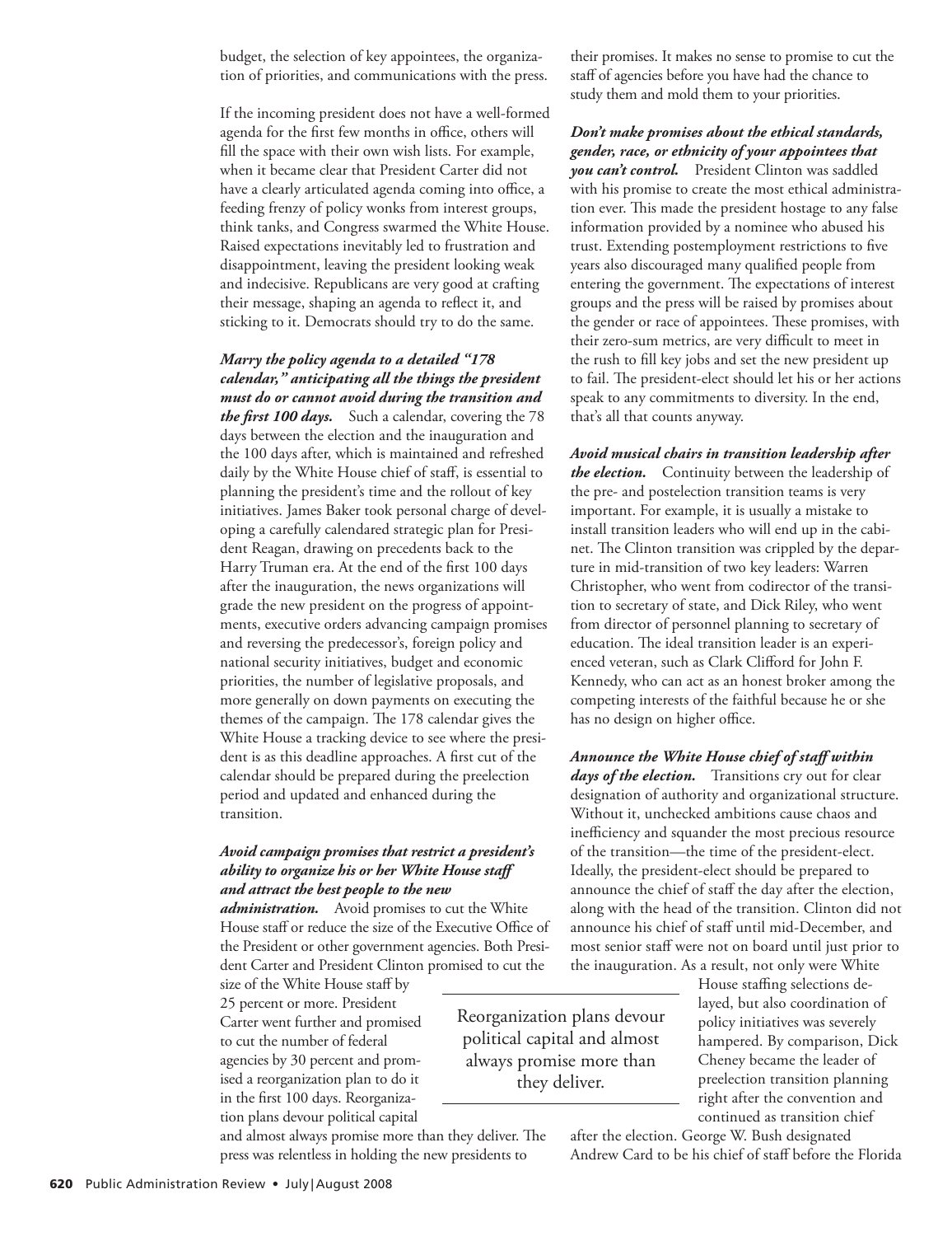budget, the selection of key appointees, the organization of priorities, and communications with the press.

If the incoming president does not have a well-formed agenda for the first few months in office, others will fill the space with their own wish lists. For example, when it became clear that President Carter did not have a clearly articulated agenda coming into office, a feeding frenzy of policy wonks from interest groups, think tanks, and Congress swarmed the White House. Raised expectations inevitably led to frustration and disappointment, leaving the president looking weak and indecisive. Republicans are very good at crafting their message, shaping an agenda to reflect it, and sticking to it. Democrats should try to do the same.

***Marry the policy agenda to a detailed "178 calendar," anticipating all the things the president must do or cannot avoid during the transition and the first 100 days.*** Such a calendar, covering the 78 days between the election and the inauguration and the 100 days after, which is maintained and refreshed daily by the White House chief of staff, is essential to planning the president's time and the rollout of key initiatives. James Baker took personal charge of developing a carefully calendared strategic plan for President Reagan, drawing on precedents back to the Harry Truman era. At the end of the first 100 days after the inauguration, the news organizations will grade the new president on the progress of appointments, executive orders advancing campaign promises and reversing the predecessor's, foreign policy and national security initiatives, budget and economic priorities, the number of legislative proposals, and more generally on down payments on executing the themes of the campaign. The 178 calendar gives the White House a tracking device to see where the president is as this deadline approaches. A first cut of the calendar should be prepared during the preelection period and updated and enhanced during the transition.

***Avoid campaign promises that restrict a president's ability to organize his or her White House staff and attract the best people to the new administration.*** Avoid promises to cut the White House staff or reduce the size of the Executive Office of the President or other government agencies. Both President Carter and President Clinton promised to cut the size of the White House staff by 25 percent or more. President Carter went further and promised to cut the number of federal agencies by 30 percent and promised a reorganization plan to do it in the first 100 days. Reorganization plans devour political capital and almost always promise more than they deliver. The press was relentless in holding the new presidents to their promises. It makes no sense to promise to cut the staff of agencies before you have had the chance to study them and mold them to your priorities.

> Reorganization plans devour political capital and almost always promise more than they deliver.

***Don't make promises about the ethical standards, gender, race, or ethnicity of your appointees that you can't control.*** President Clinton was saddled with his promise to create the most ethical administration ever. This made the president hostage to any false information provided by a nominee who abused his trust. Extending postemployment restrictions to five years also discouraged many qualified people from entering the government. The expectations of interest groups and the press will be raised by promises about the gender or race of appointees. These promises, with their zero-sum metrics, are very difficult to meet in the rush to fill key jobs and set the new president up to fail. The president-elect should let his or her actions speak to any commitments to diversity. In the end, that's all that counts anyway.

***Avoid musical chairs in transition leadership after the election.*** Continuity between the leadership of the pre- and postelection transition teams is very important. For example, it is usually a mistake to install transition leaders who will end up in the cabinet. The Clinton transition was crippled by the departure in mid-transition of two key leaders: Warren Christopher, who went from codirector of the transition to secretary of state, and Dick Riley, who went from director of personnel planning to secretary of education. The ideal transition leader is an experienced veteran, such as Clark Clifford for John F. Kennedy, who can act as an honest broker among the competing interests of the faithful because he or she has no design on higher office.

***Announce the White House chief of staff within days of the election.*** Transitions cry out for clear designation of authority and organizational structure. Without it, unchecked ambitions cause chaos and inefficiency and squander the most precious resource of the transition—the time of the president-elect. Ideally, the president-elect should be prepared to announce the chief of staff the day after the election, along with the head of the transition. Clinton did not announce his chief of staff until mid-December, and most senior staff were not on board until just prior to the inauguration. As a result, not only were White House staffing selections delayed, but also coordination of policy initiatives was severely hampered. By comparison, Dick Cheney became the leader of preelection transition planning right after the convention and continued as transition chief after the election. George W. Bush designated Andrew Card to be his chief of staff before the Florida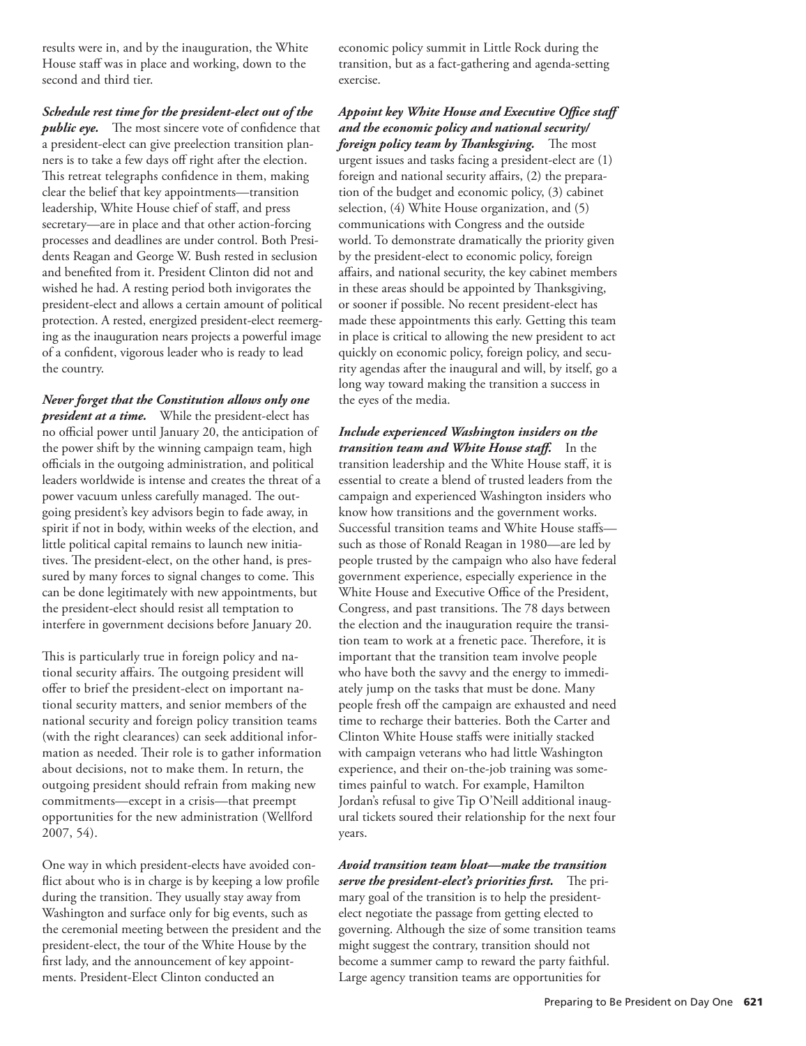results were in, and by the inauguration, the White House staff was in place and working, down to the second and third tier.

***Schedule rest time for the president-elect out of the public eye.*** The most sincere vote of confidence that a president-elect can give preelection transition planners is to take a few days off right after the election. This retreat telegraphs confidence in them, making clear the belief that key appointments—transition leadership, White House chief of staff, and press secretary—are in place and that other action-forcing processes and deadlines are under control. Both Presidents Reagan and George W. Bush rested in seclusion and benefited from it. President Clinton did not and wished he had. A resting period both invigorates the president-elect and allows a certain amount of political protection. A rested, energized president-elect reemerging as the inauguration nears projects a powerful image of a confident, vigorous leader who is ready to lead the country.

***Never forget that the Constitution allows only one president at a time.*** While the president-elect has no official power until January 20, the anticipation of the power shift by the winning campaign team, high officials in the outgoing administration, and political leaders worldwide is intense and creates the threat of a power vacuum unless carefully managed. The outgoing president's key advisors begin to fade away, in spirit if not in body, within weeks of the election, and little political capital remains to launch new initiatives. The president-elect, on the other hand, is pressured by many forces to signal changes to come. This can be done legitimately with new appointments, but the president-elect should resist all temptation to interfere in government decisions before January 20.

This is particularly true in foreign policy and national security affairs. The outgoing president will offer to brief the president-elect on important national security matters, and senior members of the national security and foreign policy transition teams (with the right clearances) can seek additional information as needed. Their role is to gather information about decisions, not to make them. In return, the outgoing president should refrain from making new commitments—except in a crisis—that preempt opportunities for the new administration (Wellford 2007, 54).

One way in which president-elects have avoided conflict about who is in charge is by keeping a low profile during the transition. They usually stay away from Washington and surface only for big events, such as the ceremonial meeting between the president and the president-elect, the tour of the White House by the first lady, and the announcement of key appointments. President-Elect Clinton conducted an economic policy summit in Little Rock during the transition, but as a fact-gathering and agenda-setting exercise.

***Appoint key White House and Executive Office staff and the economic policy and national security/foreign policy team by Thanksgiving.*** The most urgent issues and tasks facing a president-elect are (1) foreign and national security affairs, (2) the preparation of the budget and economic policy, (3) cabinet selection, (4) White House organization, and (5) communications with Congress and the outside world. To demonstrate dramatically the priority given by the president-elect to economic policy, foreign affairs, and national security, the key cabinet members in these areas should be appointed by Thanksgiving, or sooner if possible. No recent president-elect has made these appointments this early. Getting this team in place is critical to allowing the new president to act quickly on economic policy, foreign policy, and security agendas after the inaugural and will, by itself, go a long way toward making the transition a success in the eyes of the media.

***Include experienced Washington insiders on the transition team and White House staff.*** In the transition leadership and the White House staff, it is essential to create a blend of trusted leaders from the campaign and experienced Washington insiders who know how transitions and the government works. Successful transition teams and White House staffs—such as those of Ronald Reagan in 1980—are led by people trusted by the campaign who also have federal government experience, especially experience in the White House and Executive Office of the President, Congress, and past transitions. The 78 days between the election and the inauguration require the transition team to work at a frenetic pace. Therefore, it is important that the transition team involve people who have both the savvy and the energy to immediately jump on the tasks that must be done. Many people fresh off the campaign are exhausted and need time to recharge their batteries. Both the Carter and Clinton White House staffs were initially stacked with campaign veterans who had little Washington experience, and their on-the-job training was sometimes painful to watch. For example, Hamilton Jordan's refusal to give Tip O'Neill additional inaugural tickets soured their relationship for the next four years.

***Avoid transition team bloat—make the transition serve the president-elect's priorities first.*** The primary goal of the transition is to help the president-elect negotiate the passage from getting elected to governing. Although the size of some transition teams might suggest the contrary, transition should not become a summer camp to reward the party faithful. Large agency transition teams are opportunities for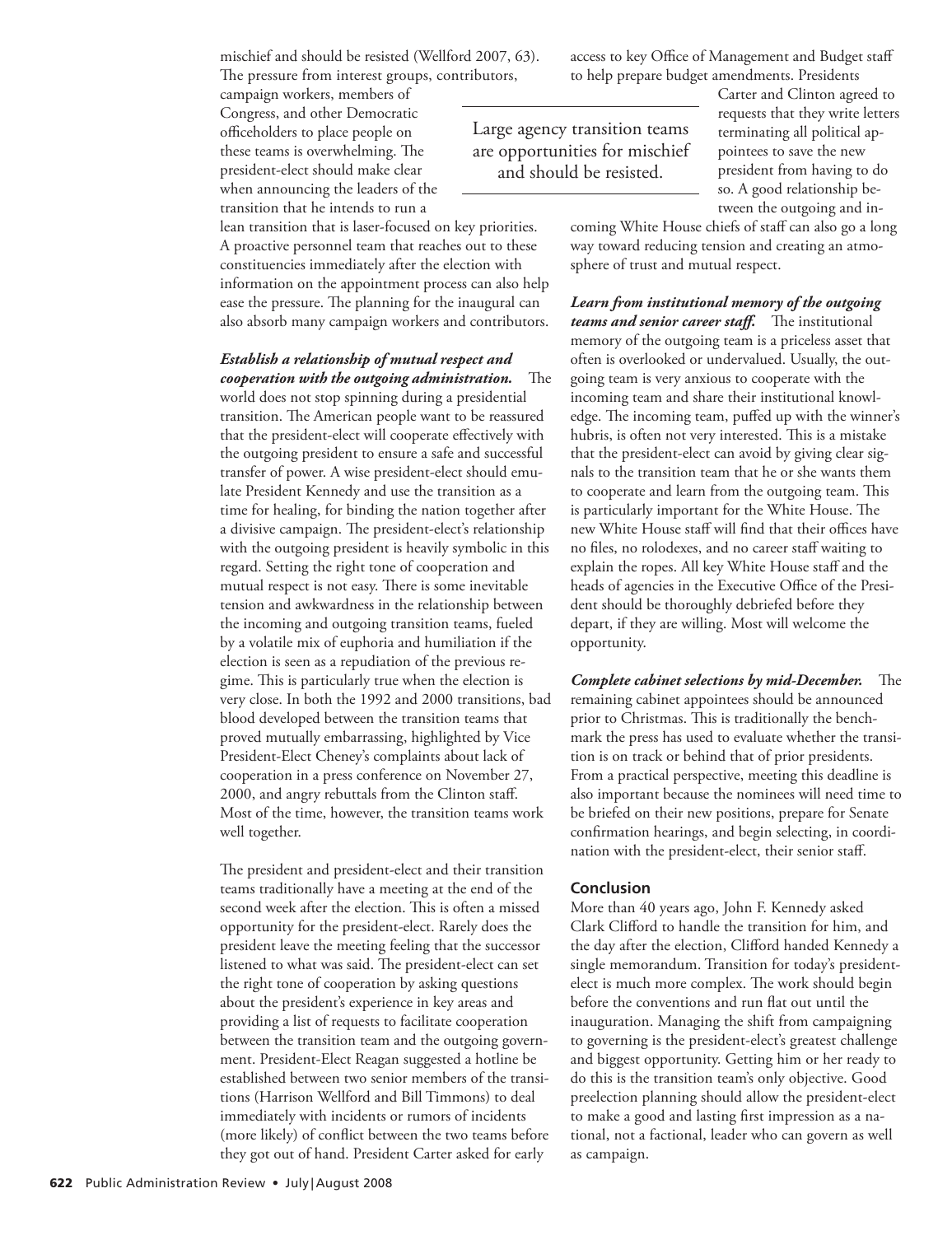mischief and should be resisted (Wellford 2007, 63). The pressure from interest groups, contributors, campaign workers, members of Congress, and other Democratic officeholders to place people on these teams is overwhelming. The president-elect should make clear when announcing the leaders of the transition that he intends to run a lean transition that is laser-focused on key priorities. A proactive personnel team that reaches out to these constituencies immediately after the election with information on the appointment process can also help ease the pressure. The planning for the inaugural can also absorb many campaign workers and contributors.

> Large agency transition teams are opportunities for mischief and should be resisted.

***Establish a relationship of mutual respect and cooperation with the outgoing administration.*** The world does not stop spinning during a presidential transition. The American people want to be reassured that the president-elect will cooperate effectively with the outgoing president to ensure a safe and successful transfer of power. A wise president-elect should emulate President Kennedy and use the transition as a time for healing, for binding the nation together after a divisive campaign. The president-elect's relationship with the outgoing president is heavily symbolic in this regard. Setting the right tone of cooperation and mutual respect is not easy. There is some inevitable tension and awkwardness in the relationship between the incoming and outgoing transition teams, fueled by a volatile mix of euphoria and humiliation if the election is seen as a repudiation of the previous regime. This is particularly true when the election is very close. In both the 1992 and 2000 transitions, bad blood developed between the transition teams that proved mutually embarrassing, highlighted by Vice President-Elect Cheney's complaints about lack of cooperation in a press conference on November 27, 2000, and angry rebuttals from the Clinton staff. Most of the time, however, the transition teams work well together.

The president and president-elect and their transition teams traditionally have a meeting at the end of the second week after the election. This is often a missed opportunity for the president-elect. Rarely does the president leave the meeting feeling that the successor listened to what was said. The president-elect can set the right tone of cooperation by asking questions about the president's experience in key areas and providing a list of requests to facilitate cooperation between the transition team and the outgoing government. President-Elect Reagan suggested a hotline be established between two senior members of the transitions (Harrison Wellford and Bill Timmons) to deal immediately with incidents or rumors of incidents (more likely) of conflict between the two teams before they got out of hand. President Carter asked for early access to key Office of Management and Budget staff to help prepare budget amendments. Presidents Carter and Clinton agreed to requests that they write letters terminating all political appointees to save the new president from having to do so. A good relationship between the outgoing and incoming White House chiefs of staff can also go a long way toward reducing tension and creating an atmosphere of trust and mutual respect.

***Learn from institutional memory of the outgoing teams and senior career staff.*** The institutional memory of the outgoing team is a priceless asset that often is overlooked or undervalued. Usually, the outgoing team is very anxious to cooperate with the incoming team and share their institutional knowledge. The incoming team, puffed up with the winner's hubris, is often not very interested. This is a mistake that the president-elect can avoid by giving clear signals to the transition team that he or she wants them to cooperate and learn from the outgoing team. This is particularly important for the White House. The new White House staff will find that their offices have no files, no rolodexes, and no career staff waiting to explain the ropes. All key White House staff and the heads of agencies in the Executive Office of the President should be thoroughly debriefed before they depart, if they are willing. Most will welcome the opportunity.

***Complete cabinet selections by mid-December.*** The remaining cabinet appointees should be announced prior to Christmas. This is traditionally the benchmark the press has used to evaluate whether the transition is on track or behind that of prior presidents. From a practical perspective, meeting this deadline is also important because the nominees will need time to be briefed on their new positions, prepare for Senate confirmation hearings, and begin selecting, in coordination with the president-elect, their senior staff.

## Conclusion

More than 40 years ago, John F. Kennedy asked Clark Clifford to handle the transition for him, and the day after the election, Clifford handed Kennedy a single memorandum. Transition for today's president-elect is much more complex. The work should begin before the conventions and run flat out until the inauguration. Managing the shift from campaigning to governing is the president-elect's greatest challenge and biggest opportunity. Getting him or her ready to do this is the transition team's only objective. Good preelection planning should allow the president-elect to make a good and lasting first impression as a national, not a factional, leader who can govern as well as campaign.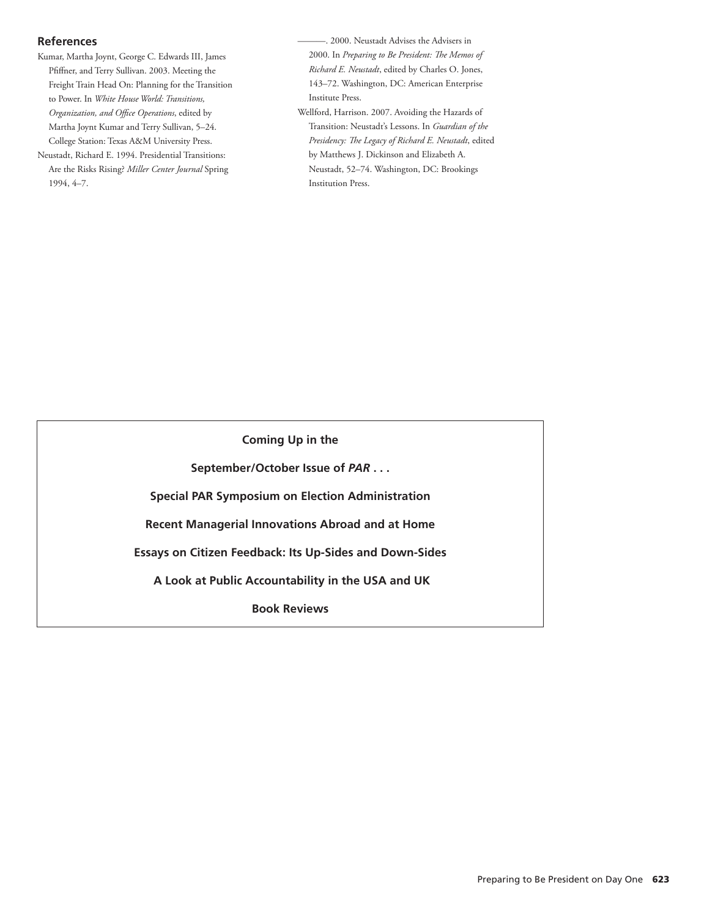## References

Kumar, Martha Joynt, George C. Edwards III, James Pfiffner, and Terry Sullivan. 2003. Meeting the Freight Train Head On: Planning for the Transition to Power. In *White House World: Transitions, Organization, and Office Operations*, edited by Martha Joynt Kumar and Terry Sullivan, 5–24. College Station: Texas A&M University Press.

Neustadt, Richard E. 1994. Presidential Transitions: Are the Risks Rising? *Miller Center Journal* Spring 1994, 4–7.

———. 2000. Neustadt Advises the Advisers in 2000. In *Preparing to Be President: The Memos of Richard E. Neustadt*, edited by Charles O. Jones, 143–72. Washington, DC: American Enterprise Institute Press.

Wellford, Harrison. 2007. Avoiding the Hazards of Transition: Neustadt's Lessons. In *Guardian of the Presidency: The Legacy of Richard E. Neustadt*, edited by Matthews J. Dickinson and Elizabeth A. Neustadt, 52–74. Washington, DC: Brookings Institution Press.

**Coming Up in the**

**September/October Issue of *PAR* . . .**

**Special PAR Symposium on Election Administration**

**Recent Managerial Innovations Abroad and at Home**

**Essays on Citizen Feedback: Its Up-Sides and Down-Sides**

**A Look at Public Accountability in the USA and UK**

**Book Reviews**